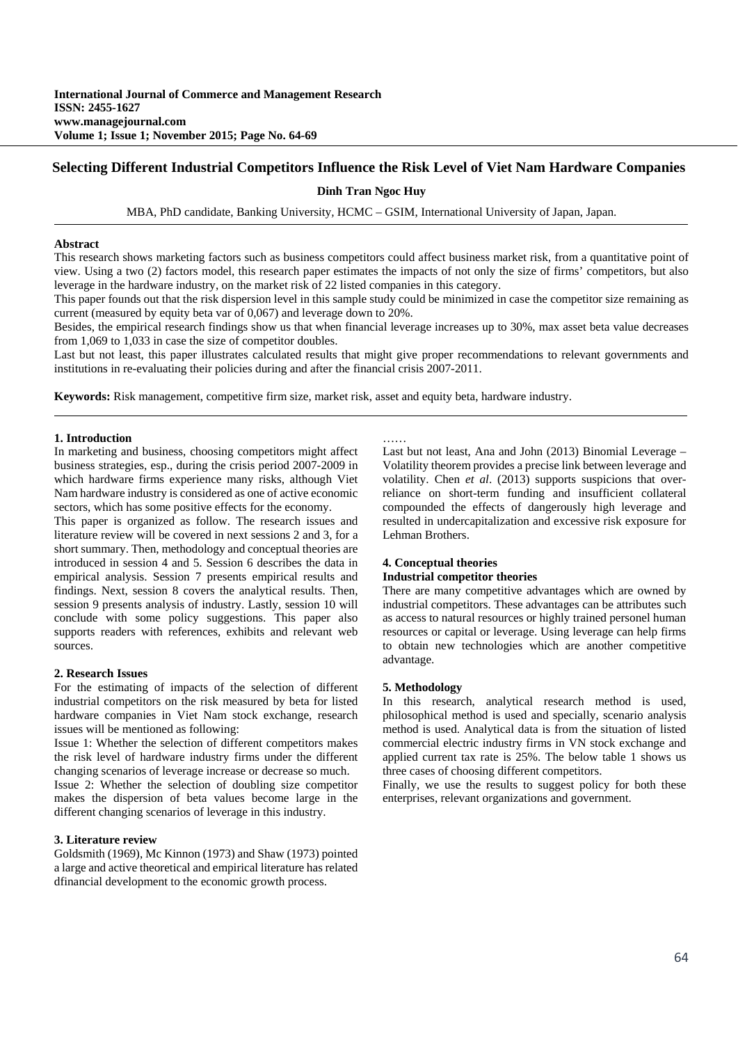# Selecting Different Industrial Competitors Influence the Risk Level of Viet Nam Hardware Companies

**Dinh Tran Ngoc Huy**

MBA, PhD candidate, Banking University, HCMC – GSIM, International University of Japan, Japan.

**Abstract**

This research shows marketing factors such as business competitors could affect business market risk, from a quantitative point of view. Using a two (2) factors model, this research paper estimates the impacts of not only the size of firms' competitors, but also leverage in the hardware industry, on the market risk of 22 listed companies in this category.

This paper founds out that the risk dispersion level in this sample study could be minimized in case the competitor size remaining as current (measured by equity beta var of 0,067) and leverage down to 20%.

Besides, the empirical research findings show us that when financial leverage increases up to 30%, max asset beta value decreases from 1,069 to 1,033 in case the size of competitor doubles.

Last but not least, this paper illustrates calculated results that might give proper recommendations to relevant governments and institutions in re-evaluating their policies during and after the financial crisis 2007-2011.

**Keywords:** Risk management, competitive firm size, market risk, asset and equity beta, hardware industry.

## 1. Introduction

In marketing and business, choosing competitors might affect business strategies, esp., during the crisis period 2007-2009 in which hardware firms experience many risks, although Viet Nam hardware industry is considered as one of active economic sectors, which has some positive effects for the economy.

This paper is organized as follow. The research issues and literature review will be covered in next sessions 2 and 3, for a short summary. Then, methodology and conceptual theories are introduced in session 4 and 5. Session 6 describes the data in empirical analysis. Session 7 presents empirical results and findings. Next, session 8 covers the analytical results. Then, session 9 presents analysis of industry. Lastly, session 10 will conclude with some policy suggestions. This paper also supports readers with references, exhibits and relevant web sources.

## 2. Research Issues

For the estimating of impacts of the selection of different industrial competitors on the risk measured by beta for listed hardware companies in Viet Nam stock exchange, research issues will be mentioned as following:

Issue 1: Whether the selection of different competitors makes the risk level of hardware industry firms under the different changing scenarios of leverage increase or decrease so much.

Issue 2: Whether the selection of doubling size competitor makes the dispersion of beta values become large in the different changing scenarios of leverage in this industry.

## 3. Literature review

Goldsmith (1969), Mc Kinnon (1973) and Shaw (1973) pointed a large and active theoretical and empirical literature has related dfinancial development to the economic growth process.

……

Last but not least, Ana and John (2013) Binomial Leverage – Volatility theorem provides a precise link between leverage and volatility. Chen *et al*. (2013) supports suspicions that over-reliance on short-term funding and insufficient collateral compounded the effects of dangerously high leverage and resulted in undercapitalization and excessive risk exposure for Lehman Brothers.

## 4. Conceptual theories

### Industrial competitor theories

There are many competitive advantages which are owned by industrial competitors. These advantages can be attributes such as access to natural resources or highly trained personel human resources or capital or leverage. Using leverage can help firms to obtain new technologies which are another competitive advantage.

## 5. Methodology

In this research, analytical research method is used, philosophical method is used and specially, scenario analysis method is used. Analytical data is from the situation of listed commercial electric industry firms in VN stock exchange and applied current tax rate is 25%. The below table 1 shows us three cases of choosing different competitors.

Finally, we use the results to suggest policy for both these enterprises, relevant organizations and government.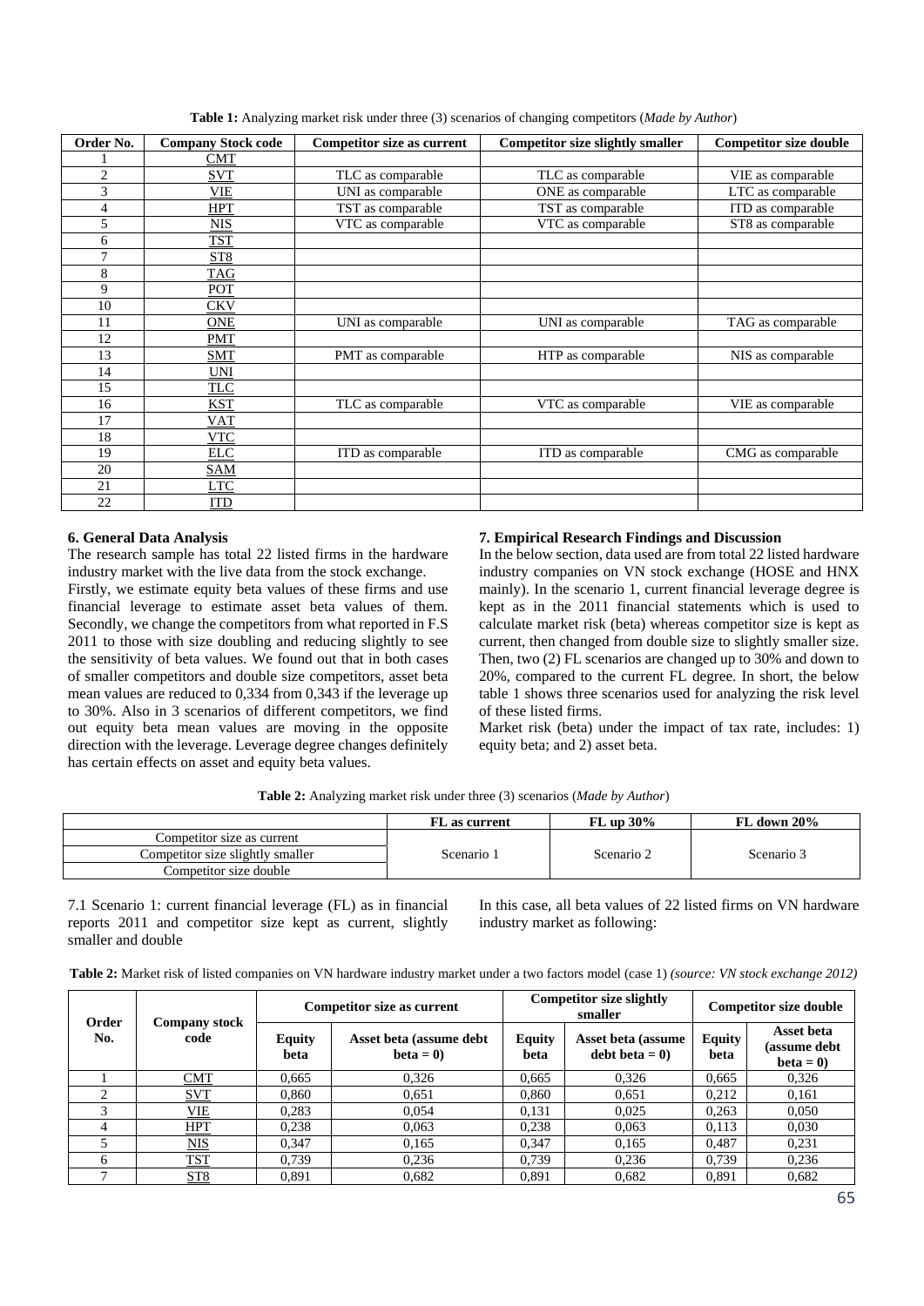**Table 1:** Analyzing market risk under three (3) scenarios of changing competitors (*Made by Author*)

| Order No. | Company Stock code | Competitor size as current | Competitor size slightly smaller | Competitor size double |
|---|---|---|---|---|
| 1 | CMT | | | |
| 2 | SVT | TLC as comparable | TLC as comparable | VIE as comparable |
| 3 | VIE | UNI as comparable | ONE as comparable | LTC as comparable |
| 4 | HPT | TST as comparable | TST as comparable | ITD as comparable |
| 5 | NIS | VTC as comparable | VTC as comparable | ST8 as comparable |
| 6 | TST | | | |
| 7 | ST8 | | | |
| 8 | TAG | | | |
| 9 | POT | | | |
| 10 | CKV | | | |
| 11 | ONE | UNI as comparable | UNI as comparable | TAG as comparable |
| 12 | PMT | | | |
| 13 | SMT | PMT as comparable | HTP as comparable | NIS as comparable |
| 14 | UNI | | | |
| 15 | TLC | | | |
| 16 | KST | TLC as comparable | VTC as comparable | VIE as comparable |
| 17 | VAT | | | |
| 18 | VTC | | | |
| 19 | ELC | ITD as comparable | ITD as comparable | CMG as comparable |
| 20 | SAM | | | |
| 21 | LTC | | | |
| 22 | ITD | | | |

## 6. General Data Analysis

The research sample has total 22 listed firms in the hardware industry market with the live data from the stock exchange.

Firstly, we estimate equity beta values of these firms and use financial leverage to estimate asset beta values of them. Secondly, we change the competitors from what reported in F.S 2011 to those with size doubling and reducing slightly to see the sensitivity of beta values. We found out that in both cases of smaller competitors and double size competitors, asset beta mean values are reduced to 0,334 from 0,343 if the leverage up to 30%. Also in 3 scenarios of different competitors, we find out equity beta mean values are moving in the opposite direction with the leverage. Leverage degree changes definitely has certain effects on asset and equity beta values.

## 7. Empirical Research Findings and Discussion

In the below section, data used are from total 22 listed hardware industry companies on VN stock exchange (HOSE and HNX mainly). In the scenario 1, current financial leverage degree is kept as in the 2011 financial statements which is used to calculate market risk (beta) whereas competitor size is kept as current, then changed from double size to slightly smaller size. Then, two (2) FL scenarios are changed up to 30% and down to 20%, compared to the current FL degree. In short, the below table 1 shows three scenarios used for analyzing the risk level of these listed firms.

Market risk (beta) under the impact of tax rate, includes: 1) equity beta; and 2) asset beta.

**Table 2:** Analyzing market risk under three (3) scenarios (*Made by Author*)

| | FL as current | FL up 30% | FL down 20% |
|---|---|---|---|
| Competitor size as current | Scenario 1 | Scenario 2 | Scenario 3 |
| Competitor size slightly smaller | | | |
| Competitor size double | | | |

7.1 Scenario 1: current financial leverage (FL) as in financial reports 2011 and competitor size kept as current, slightly smaller and double

In this case, all beta values of 22 listed firms on VN hardware industry market as following:

**Table 2:** Market risk of listed companies on VN hardware industry market under a two factors model (case 1) *(source: VN stock exchange 2012)*

| Order No. | Company stock code | Competitor size as current | | Competitor size slightly smaller | | Competitor size double | |
|---|---|---|---|---|---|---|---|
| | | Equity beta | Asset beta (assume debt beta = 0) | Equity beta | Asset beta (assume debt beta = 0) | Equity beta | Asset beta (assume debt beta = 0) |
| 1 | CMT | 0,665 | 0,326 | 0,665 | 0,326 | 0,665 | 0,326 |
| 2 | SVT | 0,860 | 0,651 | 0,860 | 0,651 | 0,212 | 0,161 |
| 3 | VIE | 0,283 | 0,054 | 0,131 | 0,025 | 0,263 | 0,050 |
| 4 | HPT | 0,238 | 0,063 | 0,238 | 0,063 | 0,113 | 0,030 |
| 5 | NIS | 0,347 | 0,165 | 0,347 | 0,165 | 0,487 | 0,231 |
| 6 | TST | 0,739 | 0,236 | 0,739 | 0,236 | 0,739 | 0,236 |
| 7 | ST8 | 0,891 | 0,682 | 0,891 | 0,682 | 0,891 | 0,682 |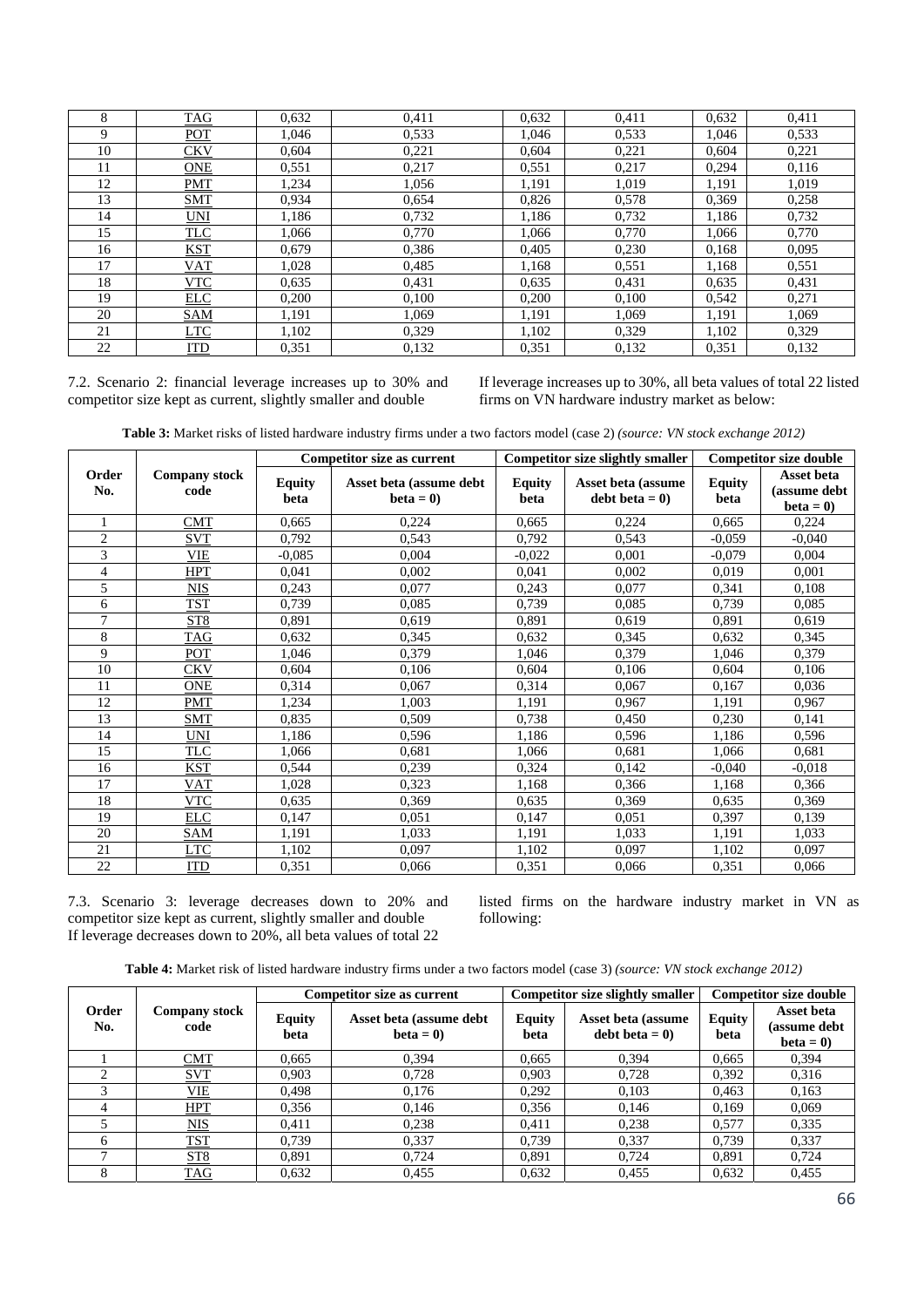| 8 | TAG | 0,632 | 0,411 | 0,632 | 0,411 | 0,632 | 0,411 |
|---|---|---|---|---|---|---|---|
| 9 | POT | 1,046 | 0,533 | 1,046 | 0,533 | 1,046 | 0,533 |
| 10 | CKV | 0,604 | 0,221 | 0,604 | 0,221 | 0,604 | 0,221 |
| 11 | ONE | 0,551 | 0,217 | 0,551 | 0,217 | 0,294 | 0,116 |
| 12 | PMT | 1,234 | 1,056 | 1,191 | 1,019 | 1,191 | 1,019 |
| 13 | SMT | 0,934 | 0,654 | 0,826 | 0,578 | 0,369 | 0,258 |
| 14 | UNI | 1,186 | 0,732 | 1,186 | 0,732 | 1,186 | 0,732 |
| 15 | TLC | 1,066 | 0,770 | 1,066 | 0,770 | 1,066 | 0,770 |
| 16 | KST | 0,679 | 0,386 | 0,405 | 0,230 | 0,168 | 0,095 |
| 17 | VAT | 1,028 | 0,485 | 1,168 | 0,551 | 1,168 | 0,551 |
| 18 | VTC | 0,635 | 0,431 | 0,635 | 0,431 | 0,635 | 0,431 |
| 19 | ELC | 0,200 | 0,100 | 0,200 | 0,100 | 0,542 | 0,271 |
| 20 | SAM | 1,191 | 1,069 | 1,191 | 1,069 | 1,191 | 1,069 |
| 21 | LTC | 1,102 | 0,329 | 1,102 | 0,329 | 1,102 | 0,329 |
| 22 | ITD | 0,351 | 0,132 | 0,351 | 0,132 | 0,351 | 0,132 |

7.2. Scenario 2: financial leverage increases up to 30% and competitor size kept as current, slightly smaller and double

If leverage increases up to 30%, all beta values of total 22 listed firms on VN hardware industry market as below:

**Table 3:** Market risks of listed hardware industry firms under a two factors model (case 2) *(source: VN stock exchange 2012)*

| Order No. | Company stock code | Competitor size as current | | Competitor size slightly smaller | | Competitor size double | |
|---|---|---|---|---|---|---|---|
| | | Equity beta | Asset beta (assume debt beta = 0) | Equity beta | Asset beta (assume debt beta = 0) | Equity beta | Asset beta (assume debt beta = 0) |
| 1 | CMT | 0,665 | 0,224 | 0,665 | 0,224 | 0,665 | 0,224 |
| 2 | SVT | 0,792 | 0,543 | 0,792 | 0,543 | -0,059 | -0,040 |
| 3 | VIE | -0,085 | 0,004 | -0,022 | 0,001 | -0,079 | 0,004 |
| 4 | HPT | 0,041 | 0,002 | 0,041 | 0,002 | 0,019 | 0,001 |
| 5 | NIS | 0,243 | 0,077 | 0,243 | 0,077 | 0,341 | 0,108 |
| 6 | TST | 0,739 | 0,085 | 0,739 | 0,085 | 0,739 | 0,085 |
| 7 | ST8 | 0,891 | 0,619 | 0,891 | 0,619 | 0,891 | 0,619 |
| 8 | TAG | 0,632 | 0,345 | 0,632 | 0,345 | 0,632 | 0,345 |
| 9 | POT | 1,046 | 0,379 | 1,046 | 0,379 | 1,046 | 0,379 |
| 10 | CKV | 0,604 | 0,106 | 0,604 | 0,106 | 0,604 | 0,106 |
| 11 | ONE | 0,314 | 0,067 | 0,314 | 0,067 | 0,167 | 0,036 |
| 12 | PMT | 1,234 | 1,003 | 1,191 | 0,967 | 1,191 | 0,967 |
| 13 | SMT | 0,835 | 0,509 | 0,738 | 0,450 | 0,230 | 0,141 |
| 14 | UNI | 1,186 | 0,596 | 1,186 | 0,596 | 1,186 | 0,596 |
| 15 | TLC | 1,066 | 0,681 | 1,066 | 0,681 | 1,066 | 0,681 |
| 16 | KST | 0,544 | 0,239 | 0,324 | 0,142 | -0,040 | -0,018 |
| 17 | VAT | 1,028 | 0,323 | 1,168 | 0,366 | 1,168 | 0,366 |
| 18 | VTC | 0,635 | 0,369 | 0,635 | 0,369 | 0,635 | 0,369 |
| 19 | ELC | 0,147 | 0,051 | 0,147 | 0,051 | 0,397 | 0,139 |
| 20 | SAM | 1,191 | 1,033 | 1,191 | 1,033 | 1,191 | 1,033 |
| 21 | LTC | 1,102 | 0,097 | 1,102 | 0,097 | 1,102 | 0,097 |
| 22 | ITD | 0,351 | 0,066 | 0,351 | 0,066 | 0,351 | 0,066 |

7.3. Scenario 3: leverage decreases down to 20% and competitor size kept as current, slightly smaller and double

If leverage decreases down to 20%, all beta values of total 22 listed firms on the hardware industry market in VN as following:

**Table 4:** Market risk of listed hardware industry firms under a two factors model (case 3) *(source: VN stock exchange 2012)*

| Order No. | Company stock code | Competitor size as current | | Competitor size slightly smaller | | Competitor size double | |
|---|---|---|---|---|---|---|---|
| | | Equity beta | Asset beta (assume debt beta = 0) | Equity beta | Asset beta (assume debt beta = 0) | Equity beta | Asset beta (assume debt beta = 0) |
| 1 | CMT | 0,665 | 0,394 | 0,665 | 0,394 | 0,665 | 0,394 |
| 2 | SVT | 0,903 | 0,728 | 0,903 | 0,728 | 0,392 | 0,316 |
| 3 | VIE | 0,498 | 0,176 | 0,292 | 0,103 | 0,463 | 0,163 |
| 4 | HPT | 0,356 | 0,146 | 0,356 | 0,146 | 0,169 | 0,069 |
| 5 | NIS | 0,411 | 0,238 | 0,411 | 0,238 | 0,577 | 0,335 |
| 6 | TST | 0,739 | 0,337 | 0,739 | 0,337 | 0,739 | 0,337 |
| 7 | ST8 | 0,891 | 0,724 | 0,891 | 0,724 | 0,891 | 0,724 |
| 8 | TAG | 0,632 | 0,455 | 0,632 | 0,455 | 0,632 | 0,455 |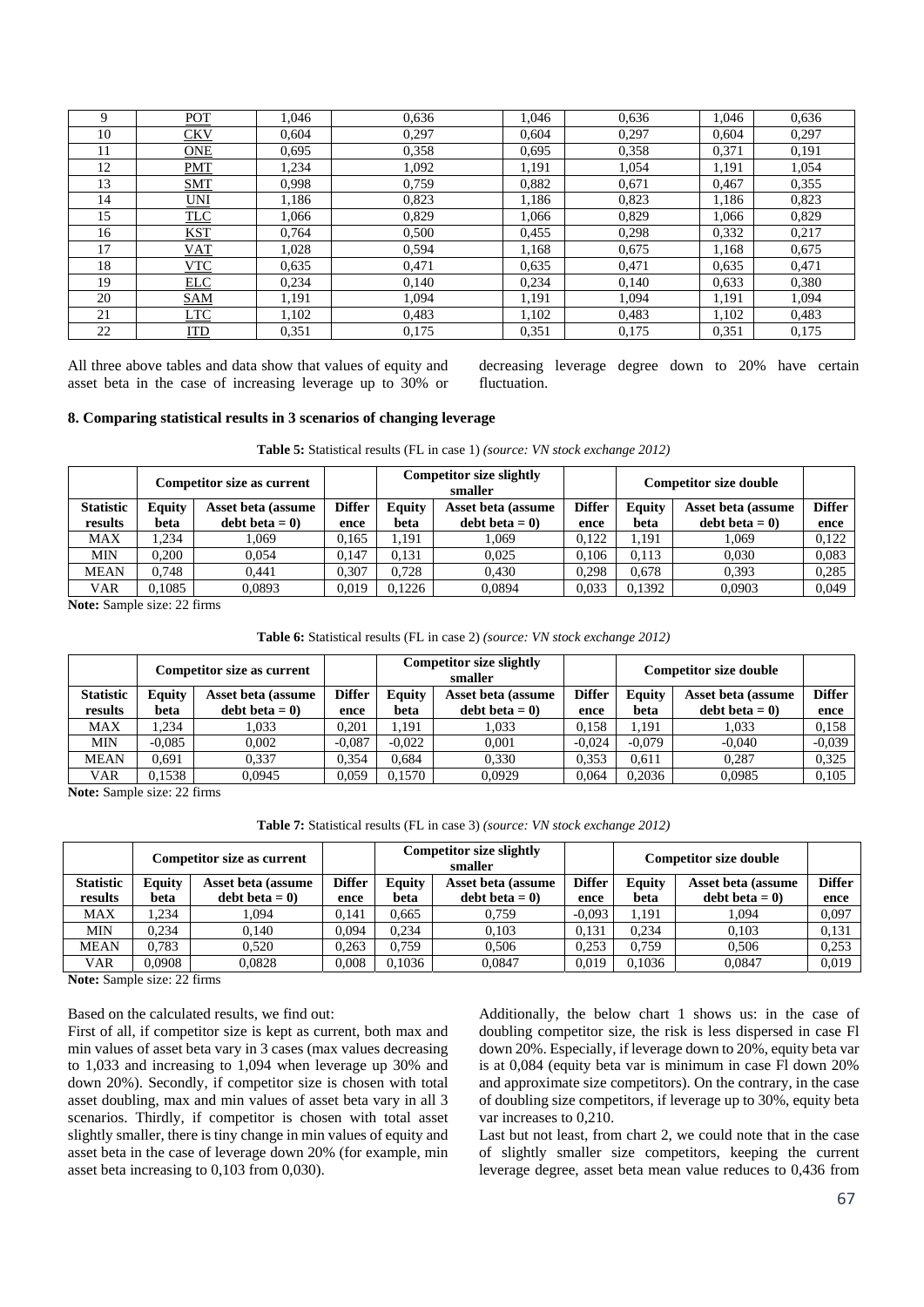| 9 | POT | 1,046 | 0,636 | 1,046 | 0,636 | 1,046 | 0,636 |
|---|---|---|---|---|---|---|---|
| 10 | CKV | 0,604 | 0,297 | 0,604 | 0,297 | 0,604 | 0,297 |
| 11 | ONE | 0,695 | 0,358 | 0,695 | 0,358 | 0,371 | 0,191 |
| 12 | PMT | 1,234 | 1,092 | 1,191 | 1,054 | 1,191 | 1,054 |
| 13 | SMT | 0,998 | 0,759 | 0,882 | 0,671 | 0,467 | 0,355 |
| 14 | UNI | 1,186 | 0,823 | 1,186 | 0,823 | 1,186 | 0,823 |
| 15 | TLC | 1,066 | 0,829 | 1,066 | 0,829 | 1,066 | 0,829 |
| 16 | KST | 0,764 | 0,500 | 0,455 | 0,298 | 0,332 | 0,217 |
| 17 | VAT | 1,028 | 0,594 | 1,168 | 0,675 | 1,168 | 0,675 |
| 18 | VTC | 0,635 | 0,471 | 0,635 | 0,471 | 0,635 | 0,471 |
| 19 | ELC | 0,234 | 0,140 | 0,234 | 0,140 | 0,633 | 0,380 |
| 20 | SAM | 1,191 | 1,094 | 1,191 | 1,094 | 1,191 | 1,094 |
| 21 | LTC | 1,102 | 0,483 | 1,102 | 0,483 | 1,102 | 0,483 |
| 22 | ITD | 0,351 | 0,175 | 0,351 | 0,175 | 0,351 | 0,175 |

All three above tables and data show that values of equity and asset beta in the case of increasing leverage up to 30% or decreasing leverage degree down to 20% have certain fluctuation.

### 8. Comparing statistical results in 3 scenarios of changing leverage

**Table 5:** Statistical results (FL in case 1) *(source: VN stock exchange 2012)*

| | Competitor size as current | | | Competitor size slightly smaller | | | Competitor size double | | |
|---|---|---|---|---|---|---|---|---|---|
| **Statistic results** | **Equity beta** | **Asset beta (assume debt beta = 0)** | **Difference** | **Equity beta** | **Asset beta (assume debt beta = 0)** | **Difference** | **Equity beta** | **Asset beta (assume debt beta = 0)** | **Difference** |
| MAX | 1,234 | 1,069 | 0,165 | 1,191 | 1,069 | 0,122 | 1,191 | 1,069 | 0,122 |
| MIN | 0,200 | 0,054 | 0,147 | 0,131 | 0,025 | 0,106 | 0,113 | 0,030 | 0,083 |
| MEAN | 0,748 | 0,441 | 0,307 | 0,728 | 0,430 | 0,298 | 0,678 | 0,393 | 0,285 |
| VAR | 0,1085 | 0,0893 | 0,019 | 0,1226 | 0,0894 | 0,033 | 0,1392 | 0,0903 | 0,049 |

**Note:** Sample size: 22 firms

**Table 6:** Statistical results (FL in case 2) *(source: VN stock exchange 2012)*

| | Competitor size as current | | | Competitor size slightly smaller | | | Competitor size double | | |
|---|---|---|---|---|---|---|---|---|---|
| **Statistic results** | **Equity beta** | **Asset beta (assume debt beta = 0)** | **Difference** | **Equity beta** | **Asset beta (assume debt beta = 0)** | **Difference** | **Equity beta** | **Asset beta (assume debt beta = 0)** | **Difference** |
| MAX | 1,234 | 1,033 | 0,201 | 1,191 | 1,033 | 0,158 | 1,191 | 1,033 | 0,158 |
| MIN | -0,085 | 0,002 | -0,087 | -0,022 | 0,001 | -0,024 | -0,079 | -0,040 | -0,039 |
| MEAN | 0,691 | 0,337 | 0,354 | 0,684 | 0,330 | 0,353 | 0,611 | 0,287 | 0,325 |
| VAR | 0,1538 | 0,0945 | 0,059 | 0,1570 | 0,0929 | 0,064 | 0,2036 | 0,0985 | 0,105 |

**Note:** Sample size: 22 firms

**Table 7:** Statistical results (FL in case 3) *(source: VN stock exchange 2012)*

| | Competitor size as current | | | Competitor size slightly smaller | | | Competitor size double | | |
|---|---|---|---|---|---|---|---|---|---|
| **Statistic results** | **Equity beta** | **Asset beta (assume debt beta = 0)** | **Difference** | **Equity beta** | **Asset beta (assume debt beta = 0)** | **Difference** | **Equity beta** | **Asset beta (assume debt beta = 0)** | **Difference** |
| MAX | 1,234 | 1,094 | 0,141 | 0,665 | 0,759 | -0,093 | 1,191 | 1,094 | 0,097 |
| MIN | 0,234 | 0,140 | 0,094 | 0,234 | 0,103 | 0,131 | 0,234 | 0,103 | 0,131 |
| MEAN | 0,783 | 0,520 | 0,263 | 0,759 | 0,506 | 0,253 | 0,759 | 0,506 | 0,253 |
| VAR | 0,0908 | 0,0828 | 0,008 | 0,1036 | 0,0847 | 0,019 | 0,1036 | 0,0847 | 0,019 |

**Note:** Sample size: 22 firms

Based on the calculated results, we find out:

First of all, if competitor size is kept as current, both max and min values of asset beta vary in 3 cases (max values decreasing to 1,033 and increasing to 1,094 when leverage up 30% and down 20%). Secondly, if competitor size is chosen with total asset doubling, max and min values of asset beta vary in all 3 scenarios. Thirdly, if competitor is chosen with total asset slightly smaller, there is tiny change in min values of equity and asset beta in the case of leverage down 20% (for example, min asset beta increasing to 0,103 from 0,030).

Additionally, the below chart 1 shows us: in the case of doubling competitor size, the risk is less dispersed in case Fl down 20%. Especially, if leverage down to 20%, equity beta var is at 0,084 (equity beta var is minimum in case Fl down 20% and approximate size competitors). On the contrary, in the case of doubling size competitors, if leverage up to 30%, equity beta var increases to 0,210.

Last but not least, from chart 2, we could note that in the case of slightly smaller size competitors, keeping the current leverage degree, asset beta mean value reduces to 0,436 from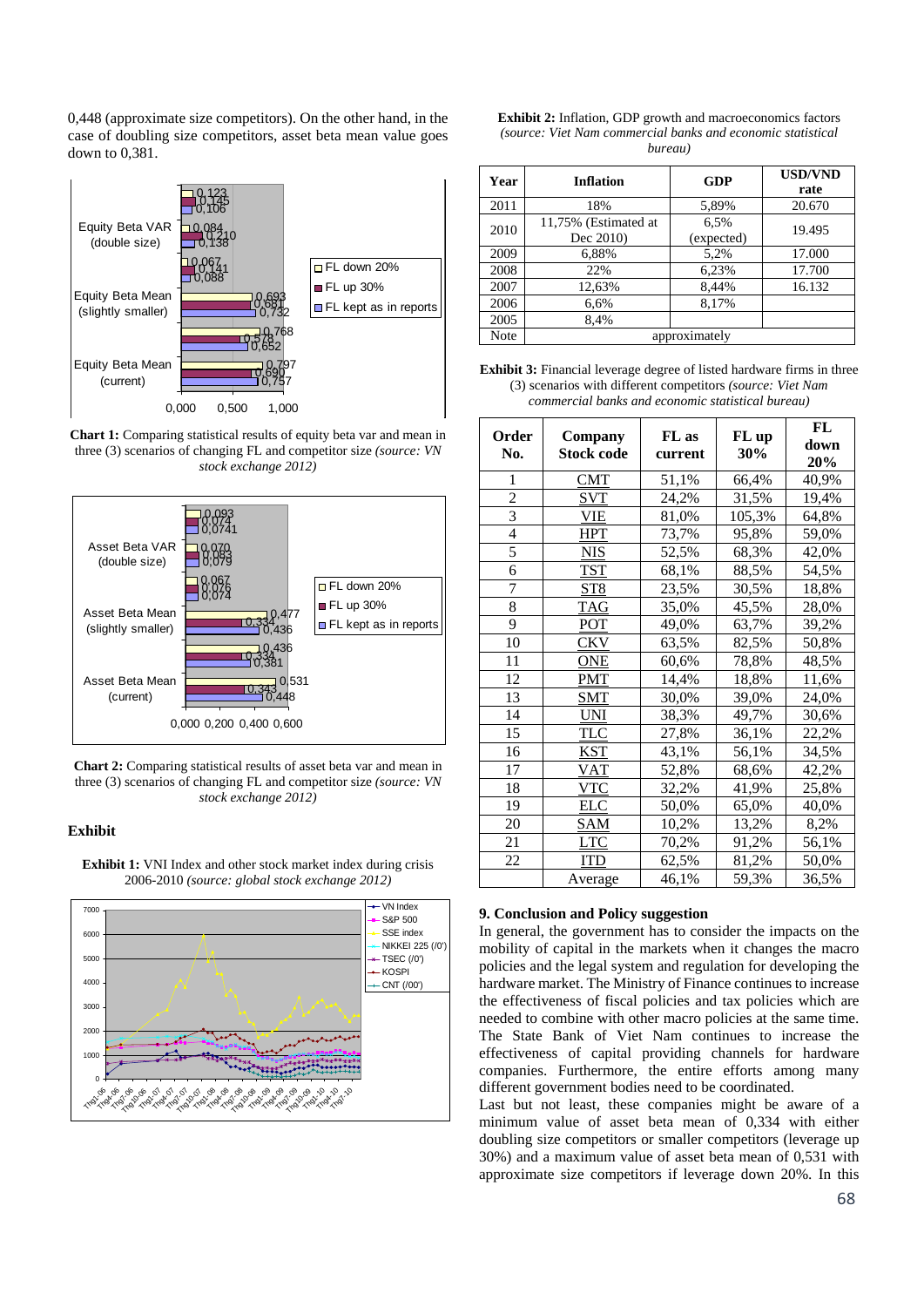0,448 (approximate size competitors). On the other hand, in the case of doubling size competitors, asset beta mean value goes down to 0,381.

**Chart 1:** Comparing statistical results of equity beta var and mean in three (3) scenarios of changing FL and competitor size *(source: VN stock exchange 2012)*

**Chart 2:** Comparing statistical results of asset beta var and mean in three (3) scenarios of changing FL and competitor size *(source: VN stock exchange 2012)*

### Exhibit

**Exhibit 1:** VNI Index and other stock market index during crisis 2006-2010 *(source: global stock exchange 2012)*

**Exhibit 2:** Inflation, GDP growth and macroeconomics factors *(source: Viet Nam commercial banks and economic statistical bureau)*

| Year | Inflation | GDP | USD/VND rate |
|---|---|---|---|
| 2011 | 18% | 5,89% | 20.670 |
| 2010 | 11,75% (Estimated at Dec 2010) | 6,5% (expected) | 19.495 |
| 2009 | 6,88% | 5,2% | 17.000 |
| 2008 | 22% | 6,23% | 17.700 |
| 2007 | 12,63% | 8,44% | 16.132 |
| 2006 | 6,6% | 8,17% | |
| 2005 | 8,4% | | |
| Note | approximately | | |

**Exhibit 3:** Financial leverage degree of listed hardware firms in three (3) scenarios with different competitors *(source: Viet Nam commercial banks and economic statistical bureau)*

| Order No. | Company Stock code | FL as current | FL up 30% | FL down 20% |
|---|---|---|---|---|
| 1 | CMT | 51,1% | 66,4% | 40,9% |
| 2 | SVT | 24,2% | 31,5% | 19,4% |
| 3 | VIE | 81,0% | 105,3% | 64,8% |
| 4 | HPT | 73,7% | 95,8% | 59,0% |
| 5 | NIS | 52,5% | 68,3% | 42,0% |
| 6 | TST | 68,1% | 88,5% | 54,5% |
| 7 | ST8 | 23,5% | 30,5% | 18,8% |
| 8 | TAG | 35,0% | 45,5% | 28,0% |
| 9 | POT | 49,0% | 63,7% | 39,2% |
| 10 | CKV | 63,5% | 82,5% | 50,8% |
| 11 | ONE | 60,6% | 78,8% | 48,5% |
| 12 | PMT | 14,4% | 18,8% | 11,6% |
| 13 | SMT | 30,0% | 39,0% | 24,0% |
| 14 | UNI | 38,3% | 49,7% | 30,6% |
| 15 | TLC | 27,8% | 36,1% | 22,2% |
| 16 | KST | 43,1% | 56,1% | 34,5% |
| 17 | VAT | 52,8% | 68,6% | 42,2% |
| 18 | VTC | 32,2% | 41,9% | 25,8% |
| 19 | ELC | 50,0% | 65,0% | 40,0% |
| 20 | SAM | 10,2% | 13,2% | 8,2% |
| 21 | LTC | 70,2% | 91,2% | 56,1% |
| 22 | ITD | 62,5% | 81,2% | 50,0% |
| | Average | 46,1% | 59,3% | 36,5% |

### 9. Conclusion and Policy suggestion

In general, the government has to consider the impacts on the mobility of capital in the markets when it changes the macro policies and the legal system and regulation for developing the hardware market. The Ministry of Finance continues to increase the effectiveness of fiscal policies and tax policies which are needed to combine with other macro policies at the same time. The State Bank of Viet Nam continues to increase the effectiveness of capital providing channels for hardware companies. Furthermore, the entire efforts among many different government bodies need to be coordinated.

Last but not least, these companies might be aware of a minimum value of asset beta mean of 0,334 with either doubling size competitors or smaller competitors (leverage up 30%) and a maximum value of asset beta mean of 0,531 with approximate size competitors if leverage down 20%. In this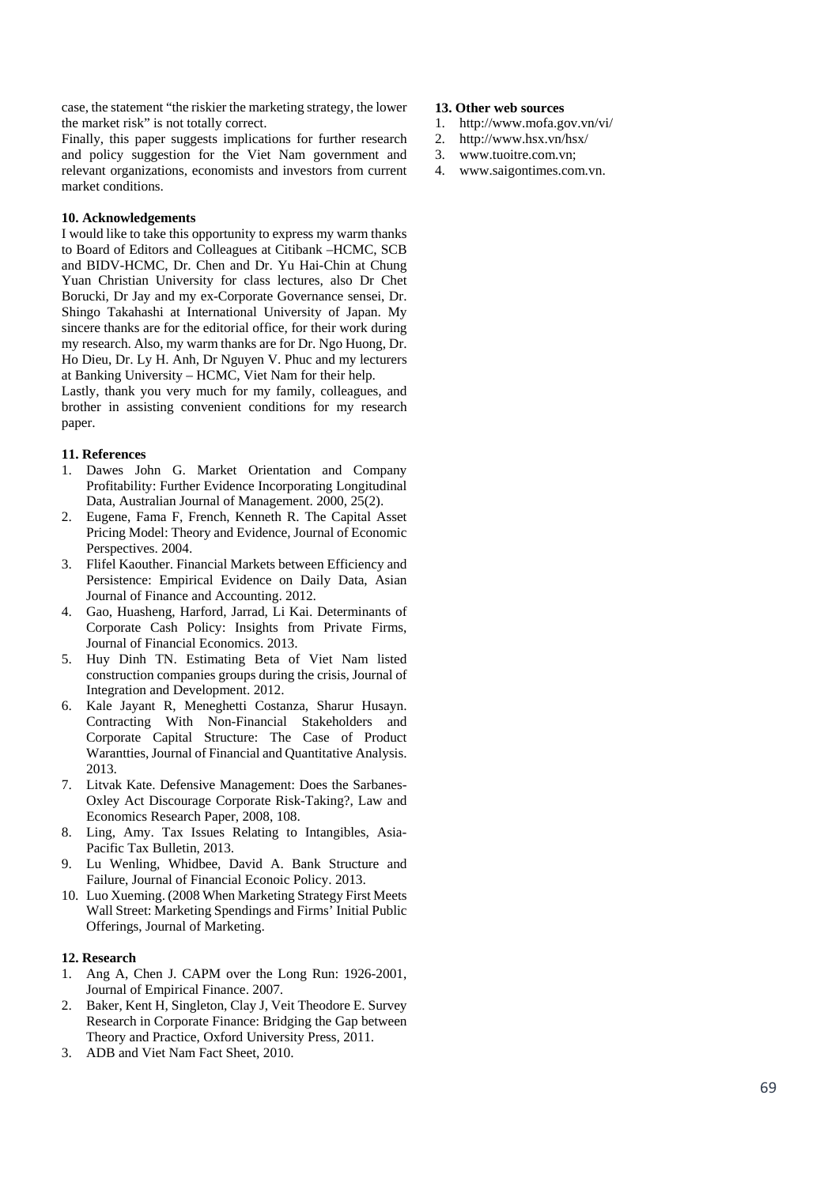case, the statement "the riskier the marketing strategy, the lower the market risk" is not totally correct.

Finally, this paper suggests implications for further research and policy suggestion for the Viet Nam government and relevant organizations, economists and investors from current market conditions.

### 10. Acknowledgements

I would like to take this opportunity to express my warm thanks to Board of Editors and Colleagues at Citibank –HCMC, SCB and BIDV-HCMC, Dr. Chen and Dr. Yu Hai-Chin at Chung Yuan Christian University for class lectures, also Dr Chet Borucki, Dr Jay and my ex-Corporate Governance sensei, Dr. Shingo Takahashi at International University of Japan. My sincere thanks are for the editorial office, for their work during my research. Also, my warm thanks are for Dr. Ngo Huong, Dr. Ho Dieu, Dr. Ly H. Anh, Dr Nguyen V. Phuc and my lecturers at Banking University – HCMC, Viet Nam for their help.

Lastly, thank you very much for my family, colleagues, and brother in assisting convenient conditions for my research paper.

### 11. References

1. Dawes John G. Market Orientation and Company Profitability: Further Evidence Incorporating Longitudinal Data, Australian Journal of Management. 2000, 25(2).
2. Eugene, Fama F, French, Kenneth R. The Capital Asset Pricing Model: Theory and Evidence, Journal of Economic Perspectives. 2004.
3. Flifel Kaouther. Financial Markets between Efficiency and Persistence: Empirical Evidence on Daily Data, Asian Journal of Finance and Accounting. 2012.
4. Gao, Huasheng, Harford, Jarrad, Li Kai. Determinants of Corporate Cash Policy: Insights from Private Firms, Journal of Financial Economics. 2013.
5. Huy Dinh TN. Estimating Beta of Viet Nam listed construction companies groups during the crisis, Journal of Integration and Development. 2012.
6. Kale Jayant R, Meneghetti Costanza, Sharur Husayn. Contracting With Non-Financial Stakeholders and Corporate Capital Structure: The Case of Product Warantties, Journal of Financial and Quantitative Analysis. 2013.
7. Litvak Kate. Defensive Management: Does the Sarbanes-Oxley Act Discourage Corporate Risk-Taking?, Law and Economics Research Paper, 2008, 108.
8. Ling, Amy. Tax Issues Relating to Intangibles, Asia-Pacific Tax Bulletin, 2013.
9. Lu Wenling, Whidbee, David A. Bank Structure and Failure, Journal of Financial Econoic Policy. 2013.
10. Luo Xueming. (2008 When Marketing Strategy First Meets Wall Street: Marketing Spendings and Firms' Initial Public Offerings, Journal of Marketing.

### 12. Research

1. Ang A, Chen J. CAPM over the Long Run: 1926-2001, Journal of Empirical Finance. 2007.
2. Baker, Kent H, Singleton, Clay J, Veit Theodore E. Survey Research in Corporate Finance: Bridging the Gap between Theory and Practice, Oxford University Press, 2011.
3. ADB and Viet Nam Fact Sheet, 2010.

### 13. Other web sources

1. http://www.mofa.gov.vn/vi/
2. http://www.hsx.vn/hsx/
3. www.tuoitre.com.vn;
4. www.saigontimes.com.vn.